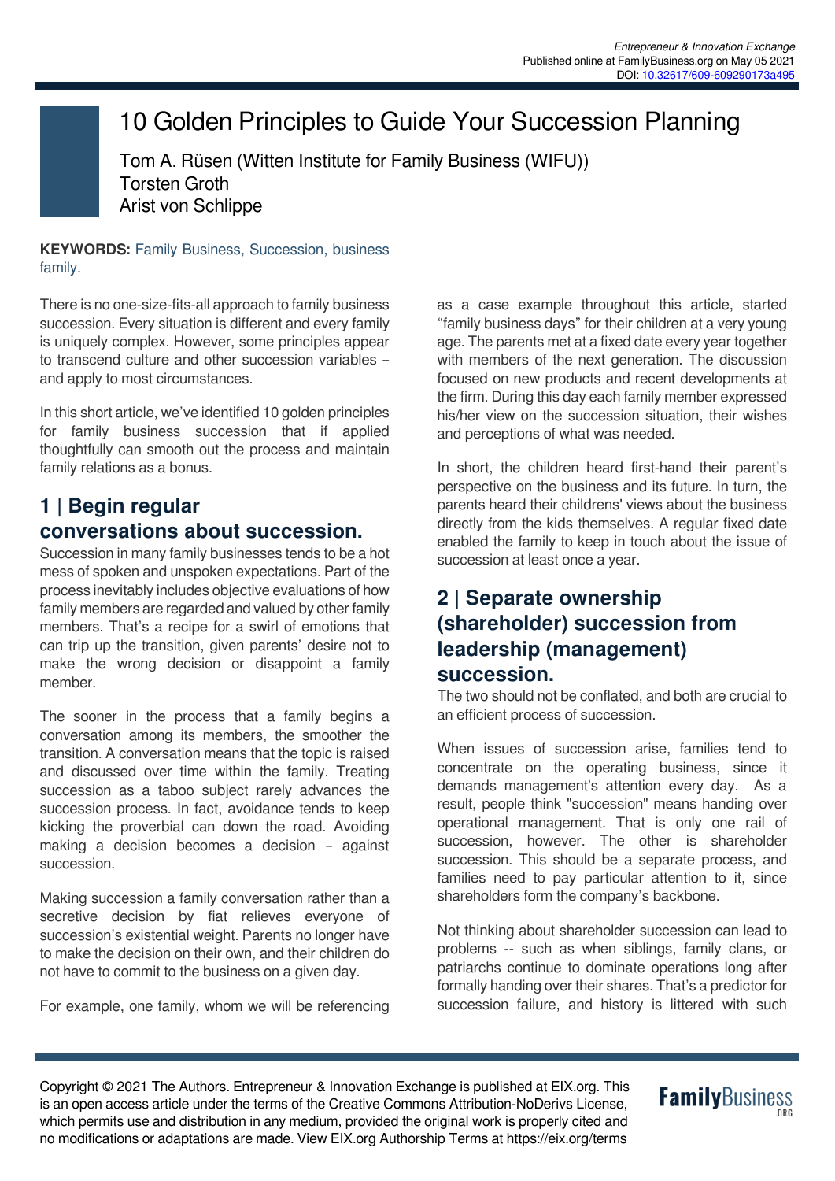Entrepreneur & Innovation Exchange
Published online at FamilyBusiness.org on May 05 2021
DOI: 10.32617/609-609290173a495

# 10 Golden Principles to Guide Your Succession Planning

Tom A. Rüsen (Witten Institute for Family Business (WIFU))
Torsten Groth
Arist von Schlippe

**KEYWORDS:** Family Business, Succession, business family.

There is no one-size-fits-all approach to family business succession. Every situation is different and every family is uniquely complex. However, some principles appear to transcend culture and other succession variables – and apply to most circumstances.

In this short article, we've identified 10 golden principles for family business succession that if applied thoughtfully can smooth out the process and maintain family relations as a bonus.

## 1 | Begin regular conversations about succession.

Succession in many family businesses tends to be a hot mess of spoken and unspoken expectations. Part of the process inevitably includes objective evaluations of how family members are regarded and valued by other family members. That's a recipe for a swirl of emotions that can trip up the transition, given parents' desire not to make the wrong decision or disappoint a family member.

The sooner in the process that a family begins a conversation among its members, the smoother the transition. A conversation means that the topic is raised and discussed over time within the family. Treating succession as a taboo subject rarely advances the succession process. In fact, avoidance tends to keep kicking the proverbial can down the road. Avoiding making a decision becomes a decision – against succession.

Making succession a family conversation rather than a secretive decision by fiat relieves everyone of succession's existential weight. Parents no longer have to make the decision on their own, and their children do not have to commit to the business on a given day.

For example, one family, whom we will be referencing as a case example throughout this article, started "family business days" for their children at a very young age. The parents met at a fixed date every year together with members of the next generation. The discussion focused on new products and recent developments at the firm. During this day each family member expressed his/her view on the succession situation, their wishes and perceptions of what was needed.

In short, the children heard first-hand their parent's perspective on the business and its future. In turn, the parents heard their childrens' views about the business directly from the kids themselves. A regular fixed date enabled the family to keep in touch about the issue of succession at least once a year.

## 2 | Separate ownership (shareholder) succession from leadership (management) succession.

The two should not be conflated, and both are crucial to an efficient process of succession.

When issues of succession arise, families tend to concentrate on the operating business, since it demands management's attention every day. As a result, people think "succession" means handing over operational management. That is only one rail of succession, however. The other is shareholder succession. This should be a separate process, and families need to pay particular attention to it, since shareholders form the company's backbone.

Not thinking about shareholder succession can lead to problems -- such as when siblings, family clans, or patriarchs continue to dominate operations long after formally handing over their shares. That's a predictor for succession failure, and history is littered with such

Copyright © 2021 The Authors. Entrepreneur & Innovation Exchange is published at EIX.org. This is an open access article under the terms of the Creative Commons Attribution-NoDerivs License, which permits use and distribution in any medium, provided the original work is properly cited and no modifications or adaptations are made. View EIX.org Authorship Terms at https://eix.org/terms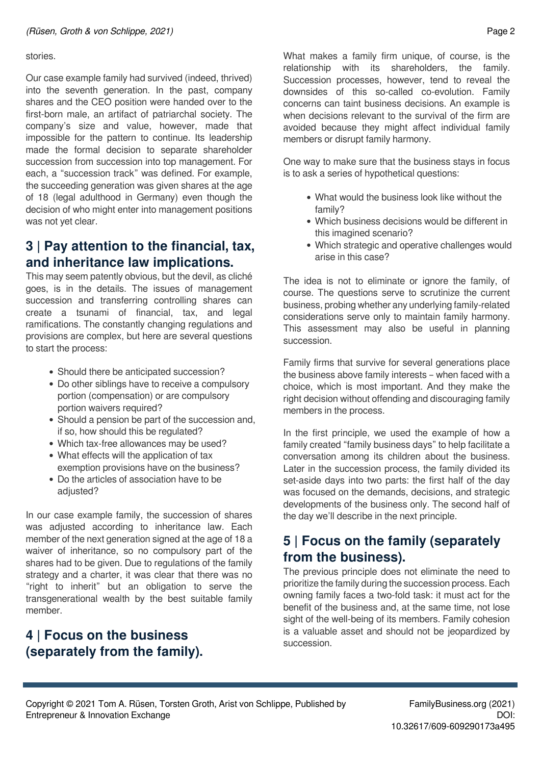stories.

Our case example family had survived (indeed, thrived) into the seventh generation. In the past, company shares and the CEO position were handed over to the first-born male, an artifact of patriarchal society. The company's size and value, however, made that impossible for the pattern to continue. Its leadership made the formal decision to separate shareholder succession from succession into top management. For each, a "succession track" was defined. For example, the succeeding generation was given shares at the age of 18 (legal adulthood in Germany) even though the decision of who might enter into management positions was not yet clear.

## 3 | Pay attention to the financial, tax, and inheritance law implications.

This may seem patently obvious, but the devil, as cliché goes, is in the details. The issues of management succession and transferring controlling shares can create a tsunami of financial, tax, and legal ramifications. The constantly changing regulations and provisions are complex, but here are several questions to start the process:

- Should there be anticipated succession?
- Do other siblings have to receive a compulsory portion (compensation) or are compulsory portion waivers required?
- Should a pension be part of the succession and, if so, how should this be regulated?
- Which tax-free allowances may be used?
- What effects will the application of tax exemption provisions have on the business?
- Do the articles of association have to be adjusted?

In our case example family, the succession of shares was adjusted according to inheritance law. Each member of the next generation signed at the age of 18 a waiver of inheritance, so no compulsory part of the shares had to be given. Due to regulations of the family strategy and a charter, it was clear that there was no "right to inherit" but an obligation to serve the transgenerational wealth by the best suitable family member.

## 4 | Focus on the business (separately from the family).

What makes a family firm unique, of course, is the relationship with its shareholders, the family. Succession processes, however, tend to reveal the downsides of this so-called co-evolution. Family concerns can taint business decisions. An example is when decisions relevant to the survival of the firm are avoided because they might affect individual family members or disrupt family harmony.

One way to make sure that the business stays in focus is to ask a series of hypothetical questions:

- What would the business look like without the family?
- Which business decisions would be different in this imagined scenario?
- Which strategic and operative challenges would arise in this case?

The idea is not to eliminate or ignore the family, of course. The questions serve to scrutinize the current business, probing whether any underlying family-related considerations serve only to maintain family harmony. This assessment may also be useful in planning succession.

Family firms that survive for several generations place the business above family interests – when faced with a choice, which is most important. And they make the right decision without offending and discouraging family members in the process.

In the first principle, we used the example of how a family created "family business days" to help facilitate a conversation among its children about the business. Later in the succession process, the family divided its set-aside days into two parts: the first half of the day was focused on the demands, decisions, and strategic developments of the business only. The second half of the day we'll describe in the next principle.

## 5 | Focus on the family (separately from the business).

The previous principle does not eliminate the need to prioritize the family during the succession process. Each owning family faces a two-fold task: it must act for the benefit of the business and, at the same time, not lose sight of the well-being of its members. Family cohesion is a valuable asset and should not be jeopardized by succession.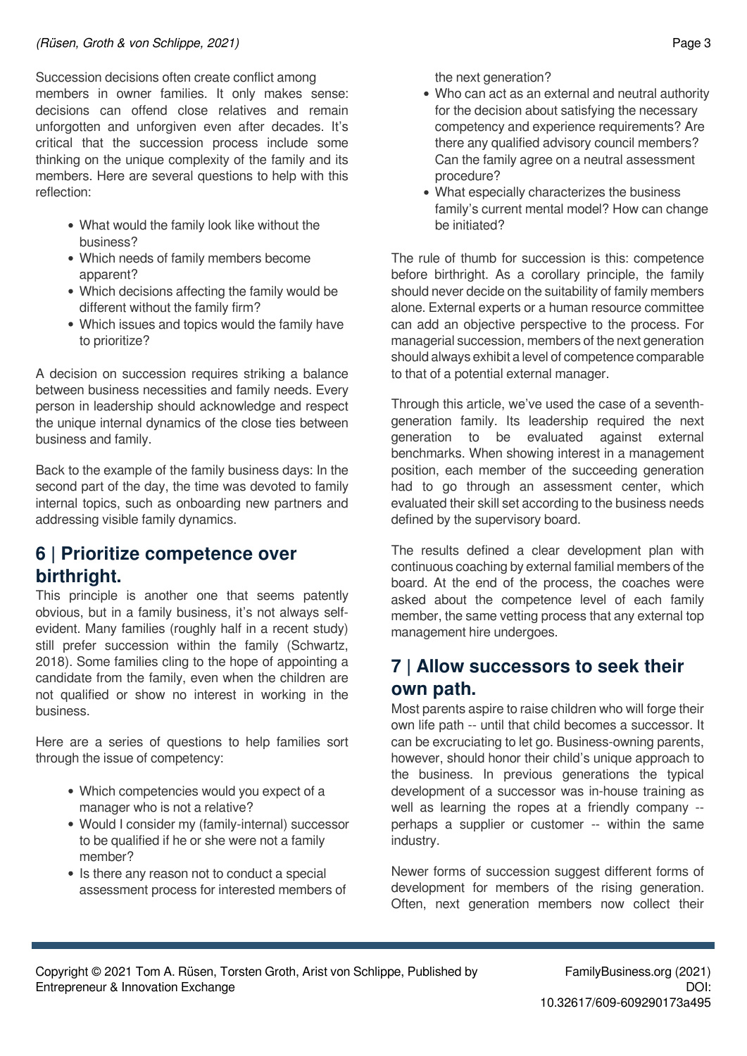Succession decisions often create conflict among members in owner families. It only makes sense: decisions can offend close relatives and remain unforgotten and unforgiven even after decades. It's critical that the succession process include some thinking on the unique complexity of the family and its members. Here are several questions to help with this reflection:

- What would the family look like without the business?
- Which needs of family members become apparent?
- Which decisions affecting the family would be different without the family firm?
- Which issues and topics would the family have to prioritize?

A decision on succession requires striking a balance between business necessities and family needs. Every person in leadership should acknowledge and respect the unique internal dynamics of the close ties between business and family.

Back to the example of the family business days: In the second part of the day, the time was devoted to family internal topics, such as onboarding new partners and addressing visible family dynamics.

## 6 | Prioritize competence over birthright.

This principle is another one that seems patently obvious, but in a family business, it's not always self-evident. Many families (roughly half in a recent study) still prefer succession within the family (Schwartz, 2018). Some families cling to the hope of appointing a candidate from the family, even when the children are not qualified or show no interest in working in the business.

Here are a series of questions to help families sort through the issue of competency:

- Which competencies would you expect of a manager who is not a relative?
- Would I consider my (family-internal) successor to be qualified if he or she were not a family member?
- Is there any reason not to conduct a special assessment process for interested members of the next generation?
- Who can act as an external and neutral authority for the decision about satisfying the necessary competency and experience requirements? Are there any qualified advisory council members? Can the family agree on a neutral assessment procedure?
- What especially characterizes the business family's current mental model? How can change be initiated?

The rule of thumb for succession is this: competence before birthright. As a corollary principle, the family should never decide on the suitability of family members alone. External experts or a human resource committee can add an objective perspective to the process. For managerial succession, members of the next generation should always exhibit a level of competence comparable to that of a potential external manager.

Through this article, we've used the case of a seventh-generation family. Its leadership required the next generation to be evaluated against external benchmarks. When showing interest in a management position, each member of the succeeding generation had to go through an assessment center, which evaluated their skill set according to the business needs defined by the supervisory board.

The results defined a clear development plan with continuous coaching by external familial members of the board. At the end of the process, the coaches were asked about the competence level of each family member, the same vetting process that any external top management hire undergoes.

## 7 | Allow successors to seek their own path.

Most parents aspire to raise children who will forge their own life path -- until that child becomes a successor. It can be excruciating to let go. Business-owning parents, however, should honor their child's unique approach to the business. In previous generations the typical development of a successor was in-house training as well as learning the ropes at a friendly company -- perhaps a supplier or customer -- within the same industry.

Newer forms of succession suggest different forms of development for members of the rising generation. Often, next generation members now collect their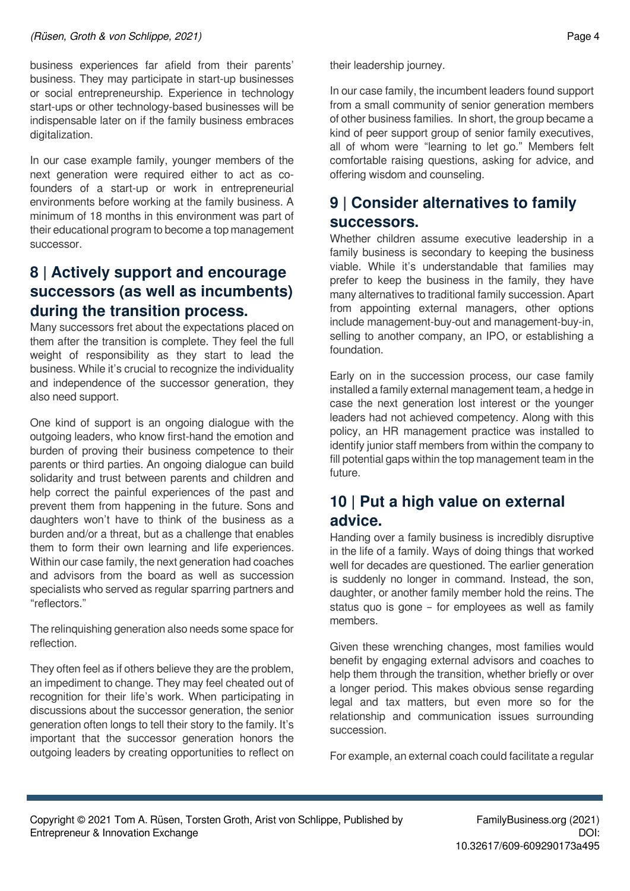business experiences far afield from their parents' business. They may participate in start-up businesses or social entrepreneurship. Experience in technology start-ups or other technology-based businesses will be indispensable later on if the family business embraces digitalization.

In our case example family, younger members of the next generation were required either to act as co-founders of a start-up or work in entrepreneurial environments before working at the family business. A minimum of 18 months in this environment was part of their educational program to become a top management successor.

## 8 | Actively support and encourage successors (as well as incumbents) during the transition process.

Many successors fret about the expectations placed on them after the transition is complete. They feel the full weight of responsibility as they start to lead the business. While it's crucial to recognize the individuality and independence of the successor generation, they also need support.

One kind of support is an ongoing dialogue with the outgoing leaders, who know first-hand the emotion and burden of proving their business competence to their parents or third parties. An ongoing dialogue can build solidarity and trust between parents and children and help correct the painful experiences of the past and prevent them from happening in the future. Sons and daughters won't have to think of the business as a burden and/or a threat, but as a challenge that enables them to form their own learning and life experiences. Within our case family, the next generation had coaches and advisors from the board as well as succession specialists who served as regular sparring partners and "reflectors."

The relinquishing generation also needs some space for reflection.

They often feel as if others believe they are the problem, an impediment to change. They may feel cheated out of recognition for their life's work. When participating in discussions about the successor generation, the senior generation often longs to tell their story to the family. It's important that the successor generation honors the outgoing leaders by creating opportunities to reflect on their leadership journey.

In our case family, the incumbent leaders found support from a small community of senior generation members of other business families. In short, the group became a kind of peer support group of senior family executives, all of whom were "learning to let go." Members felt comfortable raising questions, asking for advice, and offering wisdom and counseling.

## 9 | Consider alternatives to family successors.

Whether children assume executive leadership in a family business is secondary to keeping the business viable. While it's understandable that families may prefer to keep the business in the family, they have many alternatives to traditional family succession. Apart from appointing external managers, other options include management-buy-out and management-buy-in, selling to another company, an IPO, or establishing a foundation.

Early on in the succession process, our case family installed a family external management team, a hedge in case the next generation lost interest or the younger leaders had not achieved competency. Along with this policy, an HR management practice was installed to identify junior staff members from within the company to fill potential gaps within the top management team in the future.

## 10 | Put a high value on external advice.

Handing over a family business is incredibly disruptive in the life of a family. Ways of doing things that worked well for decades are questioned. The earlier generation is suddenly no longer in command. Instead, the son, daughter, or another family member hold the reins. The status quo is gone – for employees as well as family members.

Given these wrenching changes, most families would benefit by engaging external advisors and coaches to help them through the transition, whether briefly or over a longer period. This makes obvious sense regarding legal and tax matters, but even more so for the relationship and communication issues surrounding succession.

For example, an external coach could facilitate a regular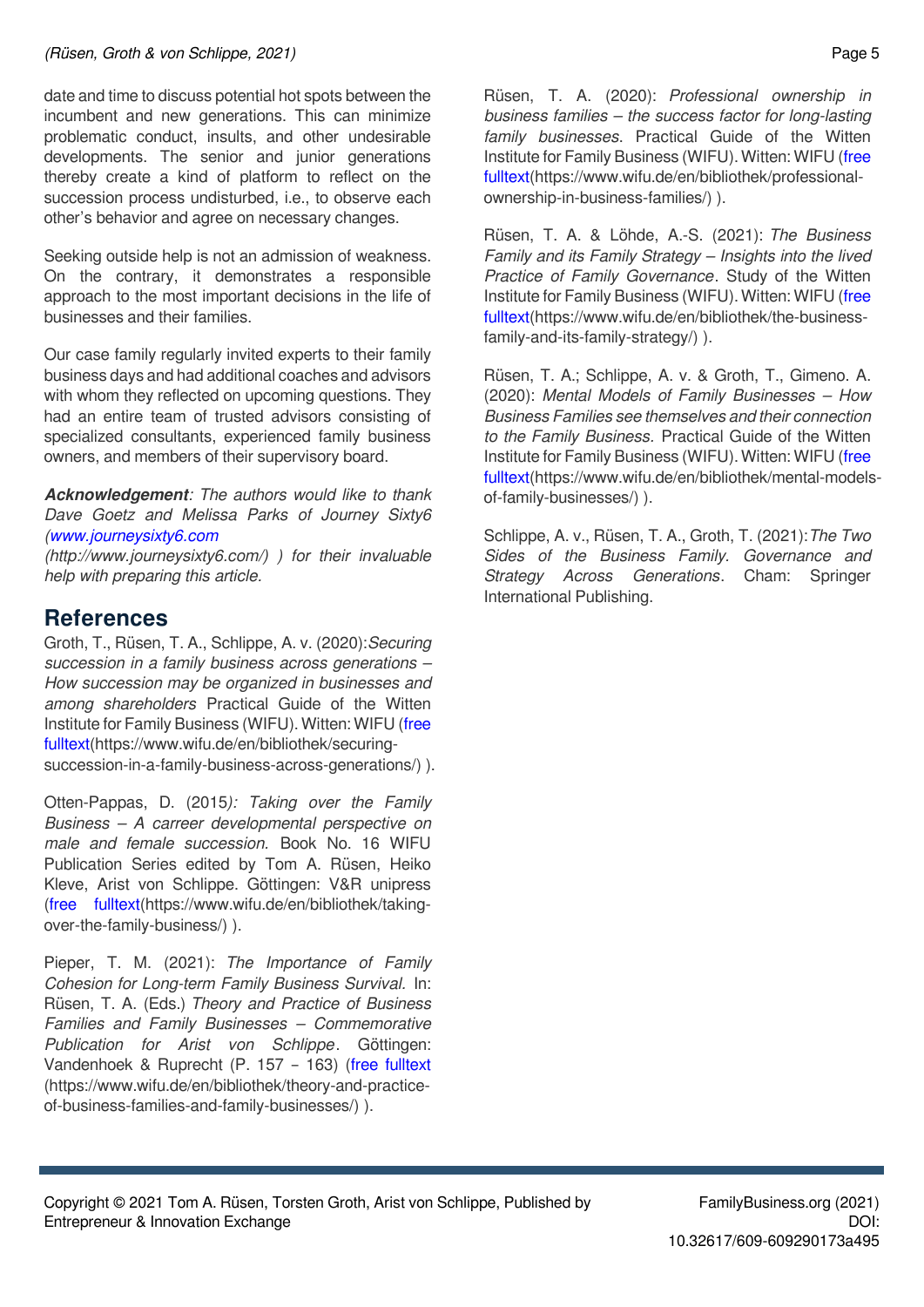date and time to discuss potential hot spots between the incumbent and new generations. This can minimize problematic conduct, insults, and other undesirable developments. The senior and junior generations thereby create a kind of platform to reflect on the succession process undisturbed, i.e., to observe each other's behavior and agree on necessary changes.

Seeking outside help is not an admission of weakness. On the contrary, it demonstrates a responsible approach to the most important decisions in the life of businesses and their families.

Our case family regularly invited experts to their family business days and had additional coaches and advisors with whom they reflected on upcoming questions. They had an entire team of trusted advisors consisting of specialized consultants, experienced family business owners, and members of their supervisory board.

***Acknowledgement****: The authors would like to thank Dave Goetz and Melissa Parks of Journey Sixty6 (www.journeysixty6.com (http://www.journeysixty6.com/) ) for their invaluable help with preparing this article.*

## References

Groth, T., Rüsen, T. A., Schlippe, A. v. (2020): *Securing succession in a family business across generations – How succession may be organized in businesses and among shareholders* Practical Guide of the Witten Institute for Family Business (WIFU). Witten: WIFU (free fulltext(https://www.wifu.de/en/bibliothek/securing-succession-in-a-family-business-across-generations/) ).

Otten-Pappas, D. (2015*): Taking over the Family Business – A carreer developmental perspective on male and female succession*. Book No. 16 WIFU Publication Series edited by Tom A. Rüsen, Heiko Kleve, Arist von Schlippe. Göttingen: V&R unipress (free fulltext(https://www.wifu.de/en/bibliothek/taking-over-the-family-business/) ).

Pieper, T. M. (2021): *The Importance of Family Cohesion for Long-term Family Business Survival*. In: Rüsen, T. A. (Eds.) *Theory and Practice of Business Families and Family Businesses – Commemorative Publication for Arist von Schlippe*. Göttingen: Vandenhoek & Ruprecht (P. 157 – 163) (free fulltext (https://www.wifu.de/en/bibliothek/theory-and-practice-of-business-families-and-family-businesses/) ).

Rüsen, T. A. (2020): *Professional ownership in business families – the success factor for long-lasting family businesses*. Practical Guide of the Witten Institute for Family Business (WIFU). Witten: WIFU (free fulltext(https://www.wifu.de/en/bibliothek/professional-ownership-in-business-families/) ).

Rüsen, T. A. & Löhde, A.-S. (2021): *The Business Family and its Family Strategy – Insights into the lived Practice of Family Governance*. Study of the Witten Institute for Family Business (WIFU). Witten: WIFU (free fulltext(https://www.wifu.de/en/bibliothek/the-business-family-and-its-family-strategy/) ).

Rüsen, T. A.; Schlippe, A. v. & Groth, T., Gimeno. A. (2020): *Mental Models of Family Businesses – How Business Families see themselves and their connection to the Family Business.* Practical Guide of the Witten Institute for Family Business (WIFU). Witten: WIFU (free fulltext(https://www.wifu.de/en/bibliothek/mental-models-of-family-businesses/) ).

Schlippe, A. v., Rüsen, T. A., Groth, T. (2021): *The Two Sides of the Business Family. Governance and Strategy Across Generations*. Cham: Springer International Publishing.